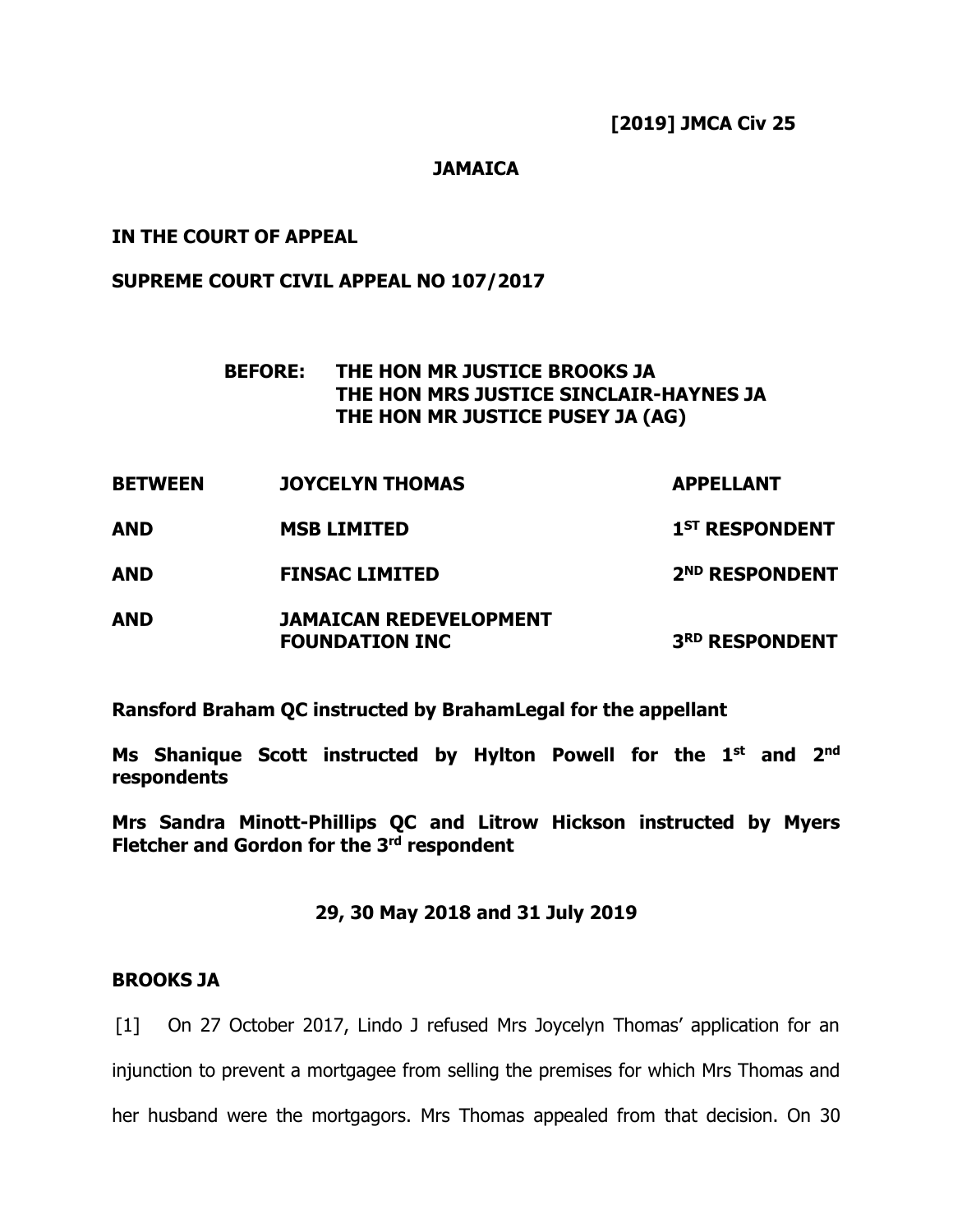**[2019] JMCA Civ 25**

**JAMAICA**

**IN THE COURT OF APPEAL**

**SUPREME COURT CIVIL APPEAL NO 107/2017**

**BEFORE: THE HON MR JUSTICE BROOKS JA**
**THE HON MRS JUSTICE SINCLAIR-HAYNES JA**
**THE HON MR JUSTICE PUSEY JA (AG)**

| | | |
|---|---|---|
| **BETWEEN** | **JOYCELYN THOMAS** | **APPELLANT** |
| **AND** | **MSB LIMITED** | **1ST RESPONDENT** |
| **AND** | **FINSAC LIMITED** | **2ND RESPONDENT** |
| **AND** | **JAMAICAN REDEVELOPMENT FOUNDATION INC** | **3RD RESPONDENT** |

**Ransford Braham QC instructed by BrahamLegal for the appellant**

**Ms Shanique Scott instructed by Hylton Powell for the 1st and 2nd respondents**

**Mrs Sandra Minott-Phillips QC and Litrow Hickson instructed by Myers Fletcher and Gordon for the 3rd respondent**

**29, 30 May 2018 and 31 July 2019**

**BROOKS JA**

[1] On 27 October 2017, Lindo J refused Mrs Joycelyn Thomas' application for an injunction to prevent a mortgagee from selling the premises for which Mrs Thomas and her husband were the mortgagors. Mrs Thomas appealed from that decision. On 30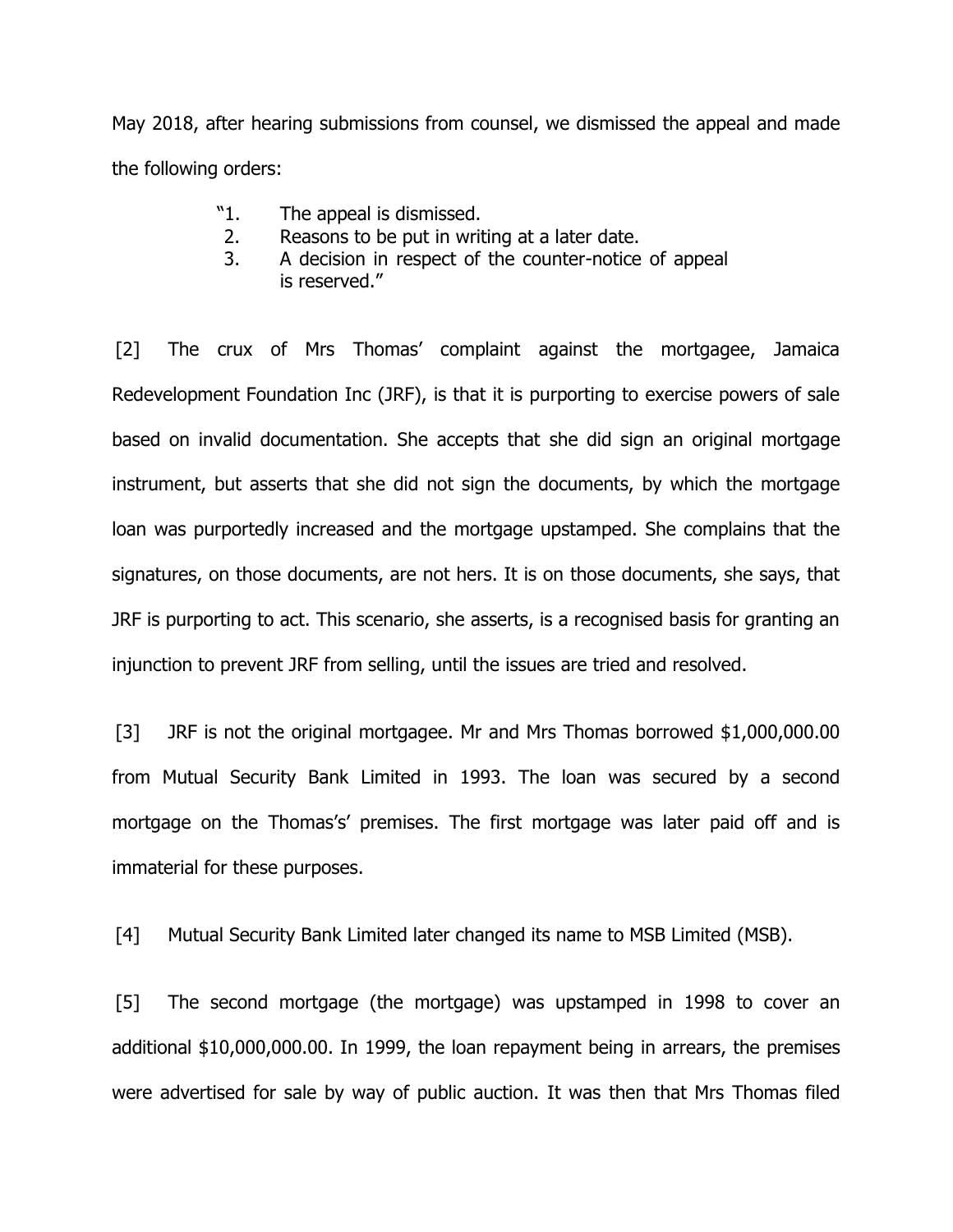May 2018, after hearing submissions from counsel, we dismissed the appeal and made the following orders:

> "1. The appeal is dismissed.
> 2. Reasons to be put in writing at a later date.
> 3. A decision in respect of the counter-notice of appeal is reserved."

[2] The crux of Mrs Thomas' complaint against the mortgagee, Jamaica Redevelopment Foundation Inc (JRF), is that it is purporting to exercise powers of sale based on invalid documentation. She accepts that she did sign an original mortgage instrument, but asserts that she did not sign the documents, by which the mortgage loan was purportedly increased and the mortgage upstamped. She complains that the signatures, on those documents, are not hers. It is on those documents, she says, that JRF is purporting to act. This scenario, she asserts, is a recognised basis for granting an injunction to prevent JRF from selling, until the issues are tried and resolved.

[3] JRF is not the original mortgagee. Mr and Mrs Thomas borrowed $1,000,000.00 from Mutual Security Bank Limited in 1993. The loan was secured by a second mortgage on the Thomas's' premises. The first mortgage was later paid off and is immaterial for these purposes.

[4] Mutual Security Bank Limited later changed its name to MSB Limited (MSB).

[5] The second mortgage (the mortgage) was upstamped in 1998 to cover an additional $10,000,000.00. In 1999, the loan repayment being in arrears, the premises were advertised for sale by way of public auction. It was then that Mrs Thomas filed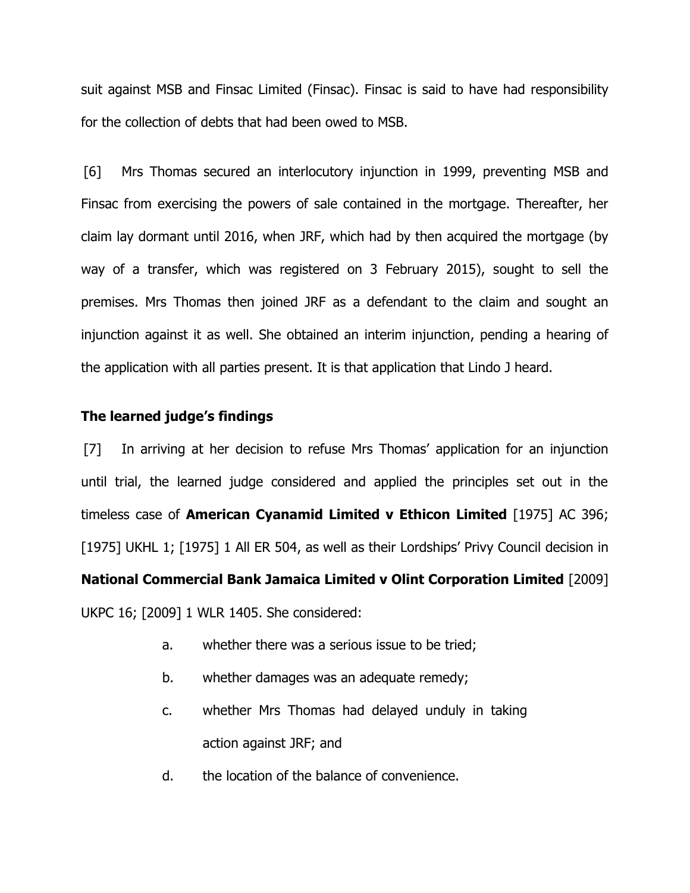suit against MSB and Finsac Limited (Finsac). Finsac is said to have had responsibility for the collection of debts that had been owed to MSB.

[6] Mrs Thomas secured an interlocutory injunction in 1999, preventing MSB and Finsac from exercising the powers of sale contained in the mortgage. Thereafter, her claim lay dormant until 2016, when JRF, which had by then acquired the mortgage (by way of a transfer, which was registered on 3 February 2015), sought to sell the premises. Mrs Thomas then joined JRF as a defendant to the claim and sought an injunction against it as well. She obtained an interim injunction, pending a hearing of the application with all parties present. It is that application that Lindo J heard.

**The learned judge's findings**

[7] In arriving at her decision to refuse Mrs Thomas' application for an injunction until trial, the learned judge considered and applied the principles set out in the timeless case of **American Cyanamid Limited v Ethicon Limited** [1975] AC 396; [1975] UKHL 1; [1975] 1 All ER 504, as well as their Lordships' Privy Council decision in **National Commercial Bank Jamaica Limited v Olint Corporation Limited** [2009] UKPC 16; [2009] 1 WLR 1405. She considered:

a. whether there was a serious issue to be tried;

b. whether damages was an adequate remedy;

c. whether Mrs Thomas had delayed unduly in taking action against JRF; and

d. the location of the balance of convenience.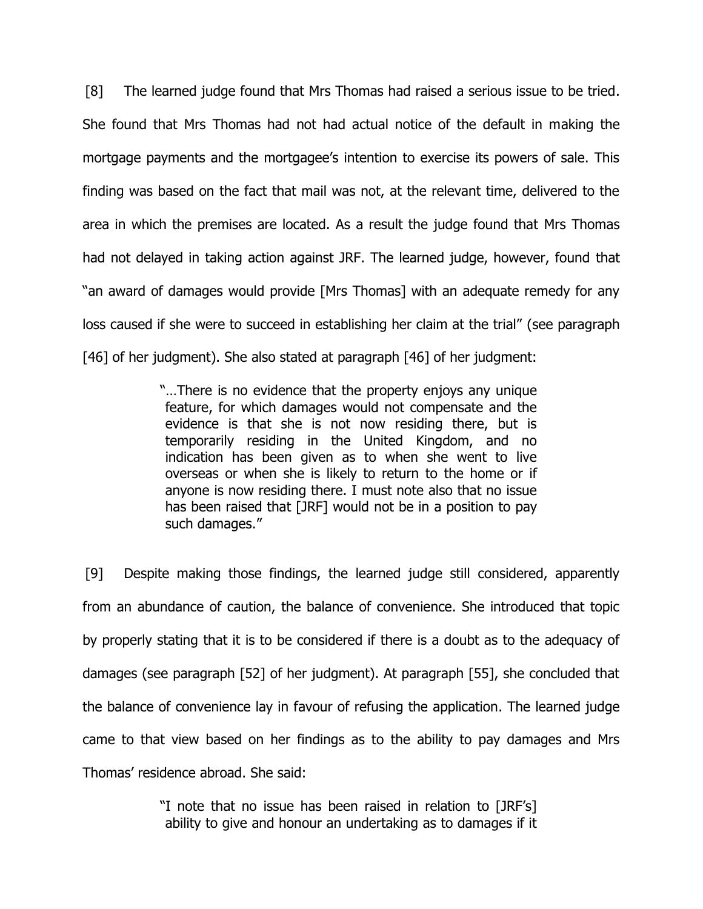[8] The learned judge found that Mrs Thomas had raised a serious issue to be tried. She found that Mrs Thomas had not had actual notice of the default in making the mortgage payments and the mortgagee's intention to exercise its powers of sale. This finding was based on the fact that mail was not, at the relevant time, delivered to the area in which the premises are located. As a result the judge found that Mrs Thomas had not delayed in taking action against JRF. The learned judge, however, found that "an award of damages would provide [Mrs Thomas] with an adequate remedy for any loss caused if she were to succeed in establishing her claim at the trial" (see paragraph [46] of her judgment). She also stated at paragraph [46] of her judgment:

> "…There is no evidence that the property enjoys any unique feature, for which damages would not compensate and the evidence is that she is not now residing there, but is temporarily residing in the United Kingdom, and no indication has been given as to when she went to live overseas or when she is likely to return to the home or if anyone is now residing there. I must note also that no issue has been raised that [JRF] would not be in a position to pay such damages."

[9] Despite making those findings, the learned judge still considered, apparently from an abundance of caution, the balance of convenience. She introduced that topic by properly stating that it is to be considered if there is a doubt as to the adequacy of damages (see paragraph [52] of her judgment). At paragraph [55], she concluded that the balance of convenience lay in favour of refusing the application. The learned judge came to that view based on her findings as to the ability to pay damages and Mrs Thomas' residence abroad. She said:

> "I note that no issue has been raised in relation to [JRF's] ability to give and honour an undertaking as to damages if it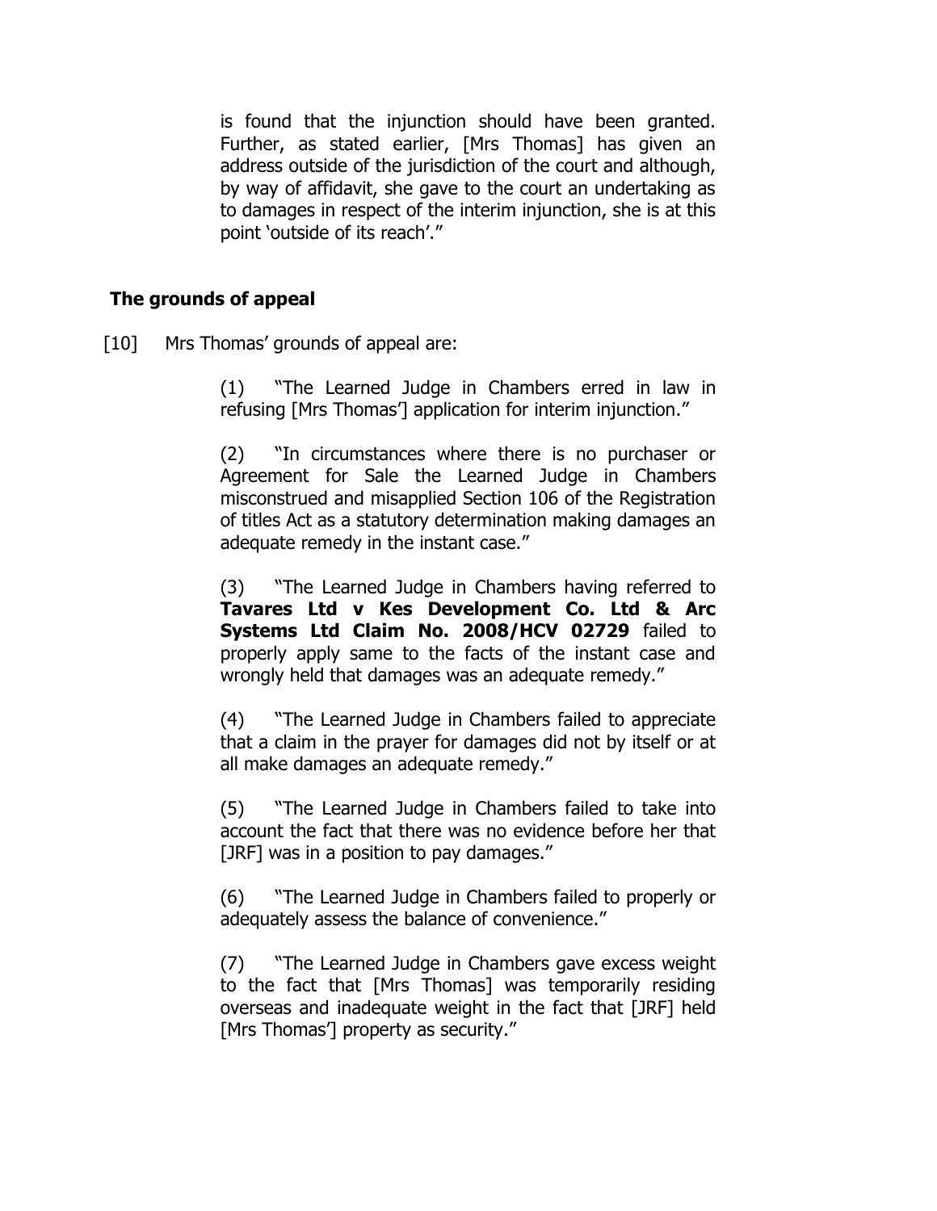is found that the injunction should have been granted. Further, as stated earlier, [Mrs Thomas] has given an address outside of the jurisdiction of the court and although, by way of affidavit, she gave to the court an undertaking as to damages in respect of the interim injunction, she is at this point 'outside of its reach'."

## The grounds of appeal

[10] Mrs Thomas' grounds of appeal are:

> (1) "The Learned Judge in Chambers erred in law in refusing [Mrs Thomas'] application for interim injunction."
>
> (2) "In circumstances where there is no purchaser or Agreement for Sale the Learned Judge in Chambers misconstrued and misapplied Section 106 of the Registration of titles Act as a statutory determination making damages an adequate remedy in the instant case."
>
> (3) "The Learned Judge in Chambers having referred to **Tavares Ltd v Kes Development Co. Ltd & Arc Systems Ltd Claim No. 2008/HCV 02729** failed to properly apply same to the facts of the instant case and wrongly held that damages was an adequate remedy."
>
> (4) "The Learned Judge in Chambers failed to appreciate that a claim in the prayer for damages did not by itself or at all make damages an adequate remedy."
>
> (5) "The Learned Judge in Chambers failed to take into account the fact that there was no evidence before her that [JRF] was in a position to pay damages."
>
> (6) "The Learned Judge in Chambers failed to properly or adequately assess the balance of convenience."
>
> (7) "The Learned Judge in Chambers gave excess weight to the fact that [Mrs Thomas] was temporarily residing overseas and inadequate weight in the fact that [JRF] held [Mrs Thomas'] property as security."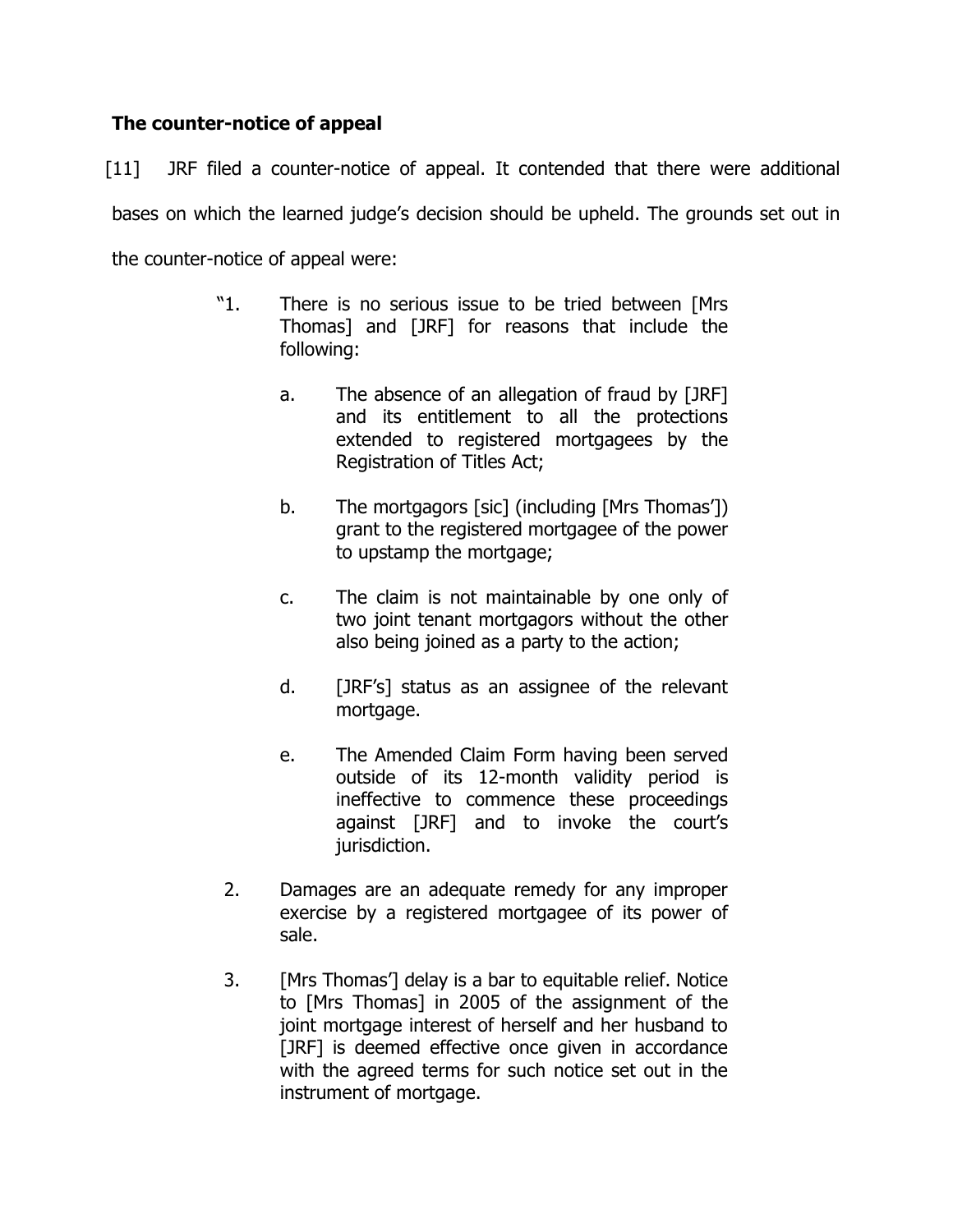## The counter-notice of appeal

[11] JRF filed a counter-notice of appeal. It contended that there were additional bases on which the learned judge's decision should be upheld. The grounds set out in the counter-notice of appeal were:

> "1. There is no serious issue to be tried between [Mrs Thomas] and [JRF] for reasons that include the following:
>
> a. The absence of an allegation of fraud by [JRF] and its entitlement to all the protections extended to registered mortgagees by the Registration of Titles Act;
>
> b. The mortgagors [sic] (including [Mrs Thomas']) grant to the registered mortgagee of the power to upstamp the mortgage;
>
> c. The claim is not maintainable by one only of two joint tenant mortgagors without the other also being joined as a party to the action;
>
> d. [JRF's] status as an assignee of the relevant mortgage.
>
> e. The Amended Claim Form having been served outside of its 12-month validity period is ineffective to commence these proceedings against [JRF] and to invoke the court's jurisdiction.
>
> 2. Damages are an adequate remedy for any improper exercise by a registered mortgagee of its power of sale.
>
> 3. [Mrs Thomas'] delay is a bar to equitable relief. Notice to [Mrs Thomas] in 2005 of the assignment of the joint mortgage interest of herself and her husband to [JRF] is deemed effective once given in accordance with the agreed terms for such notice set out in the instrument of mortgage.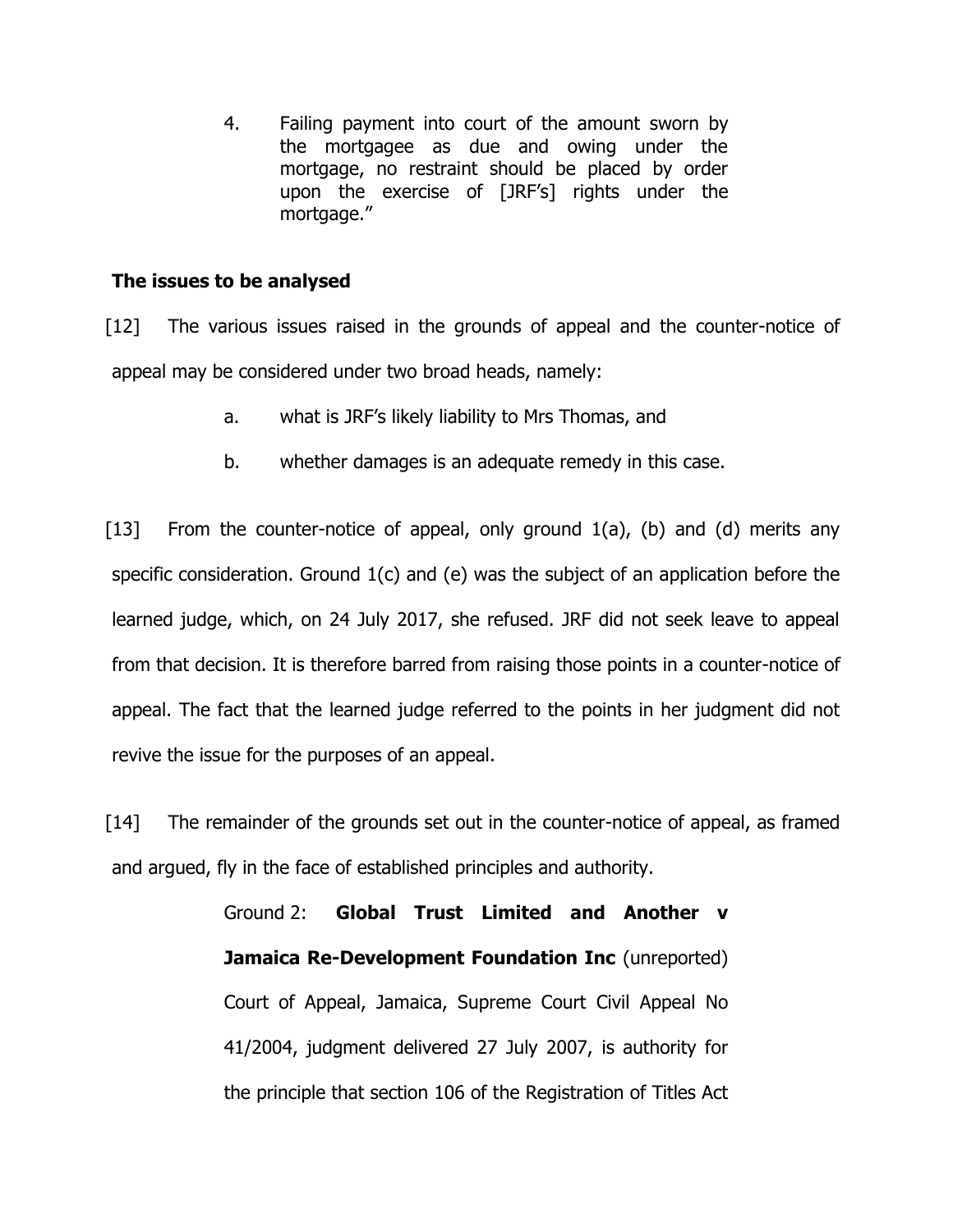4. Failing payment into court of the amount sworn by the mortgagee as due and owing under the mortgage, no restraint should be placed by order upon the exercise of [JRF's] rights under the mortgage."

**The issues to be analysed**

[12] The various issues raised in the grounds of appeal and the counter-notice of appeal may be considered under two broad heads, namely:

a. what is JRF's likely liability to Mrs Thomas, and

b. whether damages is an adequate remedy in this case.

[13] From the counter-notice of appeal, only ground 1(a), (b) and (d) merits any specific consideration. Ground 1(c) and (e) was the subject of an application before the learned judge, which, on 24 July 2017, she refused. JRF did not seek leave to appeal from that decision. It is therefore barred from raising those points in a counter-notice of appeal. The fact that the learned judge referred to the points in her judgment did not revive the issue for the purposes of an appeal.

[14] The remainder of the grounds set out in the counter-notice of appeal, as framed and argued, fly in the face of established principles and authority.

> Ground 2: **Global Trust Limited and Another v Jamaica Re-Development Foundation Inc** (unreported) Court of Appeal, Jamaica, Supreme Court Civil Appeal No 41/2004, judgment delivered 27 July 2007, is authority for the principle that section 106 of the Registration of Titles Act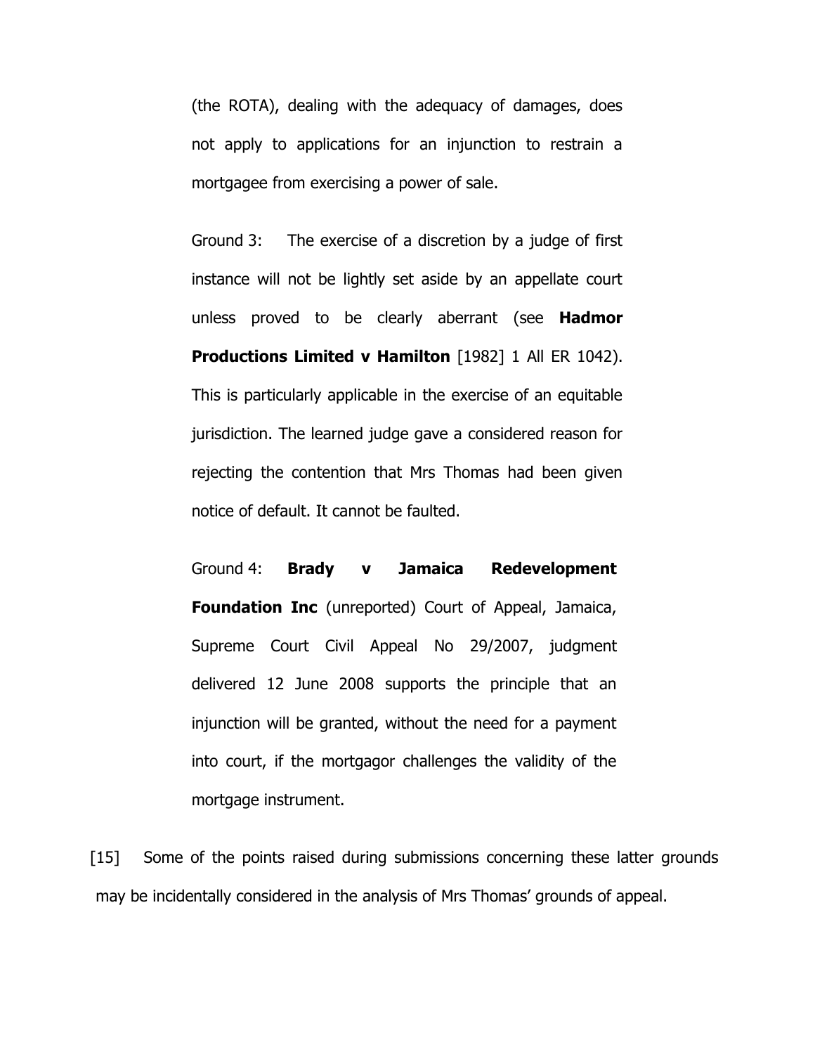(the ROTA), dealing with the adequacy of damages, does not apply to applications for an injunction to restrain a mortgagee from exercising a power of sale.

Ground 3: The exercise of a discretion by a judge of first instance will not be lightly set aside by an appellate court unless proved to be clearly aberrant (see **Hadmor Productions Limited v Hamilton** [1982] 1 All ER 1042). This is particularly applicable in the exercise of an equitable jurisdiction. The learned judge gave a considered reason for rejecting the contention that Mrs Thomas had been given notice of default. It cannot be faulted.

Ground 4: **Brady v Jamaica Redevelopment Foundation Inc** (unreported) Court of Appeal, Jamaica, Supreme Court Civil Appeal No 29/2007, judgment delivered 12 June 2008 supports the principle that an injunction will be granted, without the need for a payment into court, if the mortgagor challenges the validity of the mortgage instrument.

[15] Some of the points raised during submissions concerning these latter grounds may be incidentally considered in the analysis of Mrs Thomas' grounds of appeal.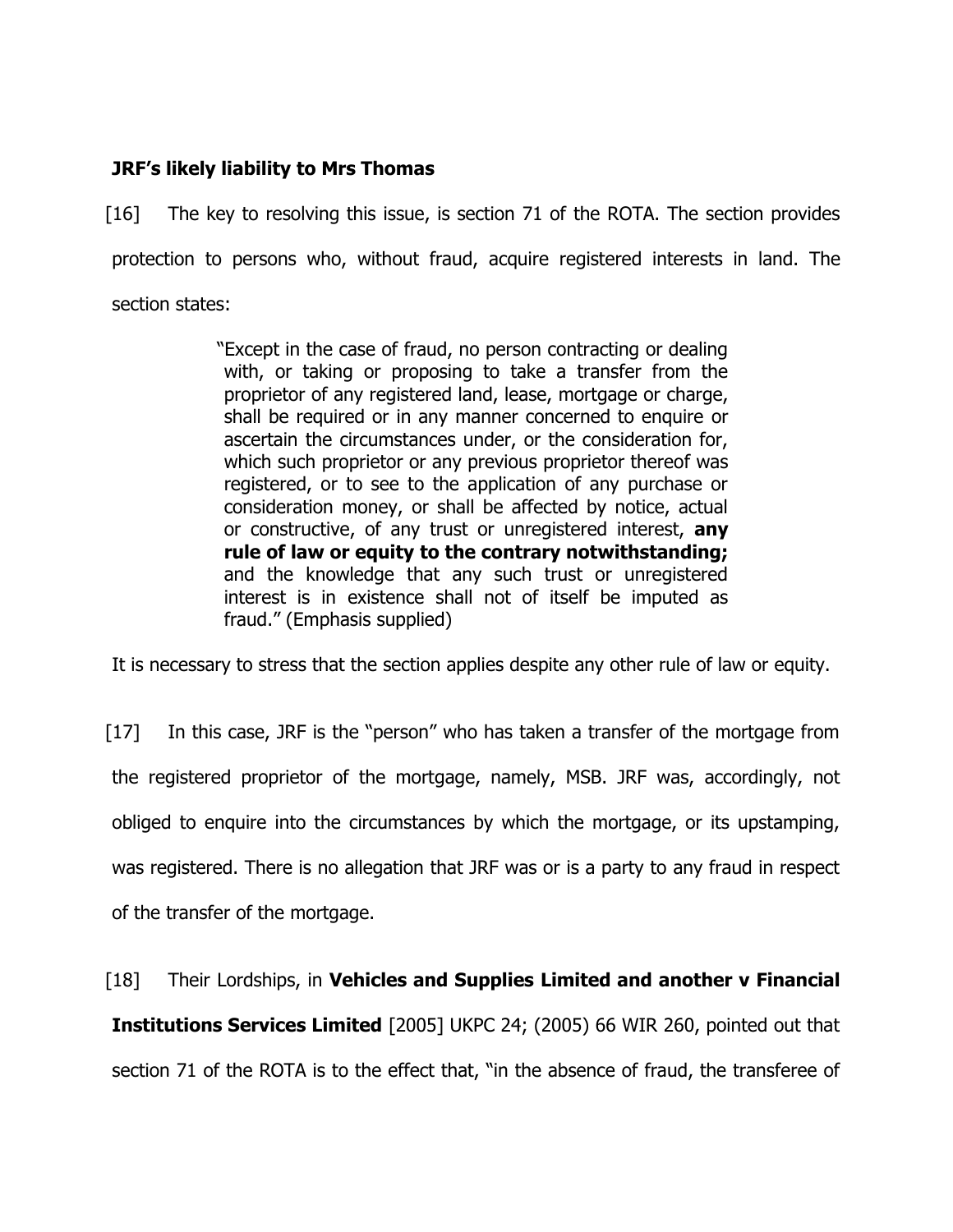**JRF's likely liability to Mrs Thomas**

[16] The key to resolving this issue, is section 71 of the ROTA. The section provides protection to persons who, without fraud, acquire registered interests in land. The section states:

> "Except in the case of fraud, no person contracting or dealing with, or taking or proposing to take a transfer from the proprietor of any registered land, lease, mortgage or charge, shall be required or in any manner concerned to enquire or ascertain the circumstances under, or the consideration for, which such proprietor or any previous proprietor thereof was registered, or to see to the application of any purchase or consideration money, or shall be affected by notice, actual or constructive, of any trust or unregistered interest, **any rule of law or equity to the contrary notwithstanding;** and the knowledge that any such trust or unregistered interest is in existence shall not of itself be imputed as fraud." (Emphasis supplied)

It is necessary to stress that the section applies despite any other rule of law or equity.

[17] In this case, JRF is the "person" who has taken a transfer of the mortgage from the registered proprietor of the mortgage, namely, MSB. JRF was, accordingly, not obliged to enquire into the circumstances by which the mortgage, or its upstamping, was registered. There is no allegation that JRF was or is a party to any fraud in respect of the transfer of the mortgage.

[18] Their Lordships, in **Vehicles and Supplies Limited and another v Financial Institutions Services Limited** [2005] UKPC 24; (2005) 66 WIR 260, pointed out that section 71 of the ROTA is to the effect that, "in the absence of fraud, the transferee of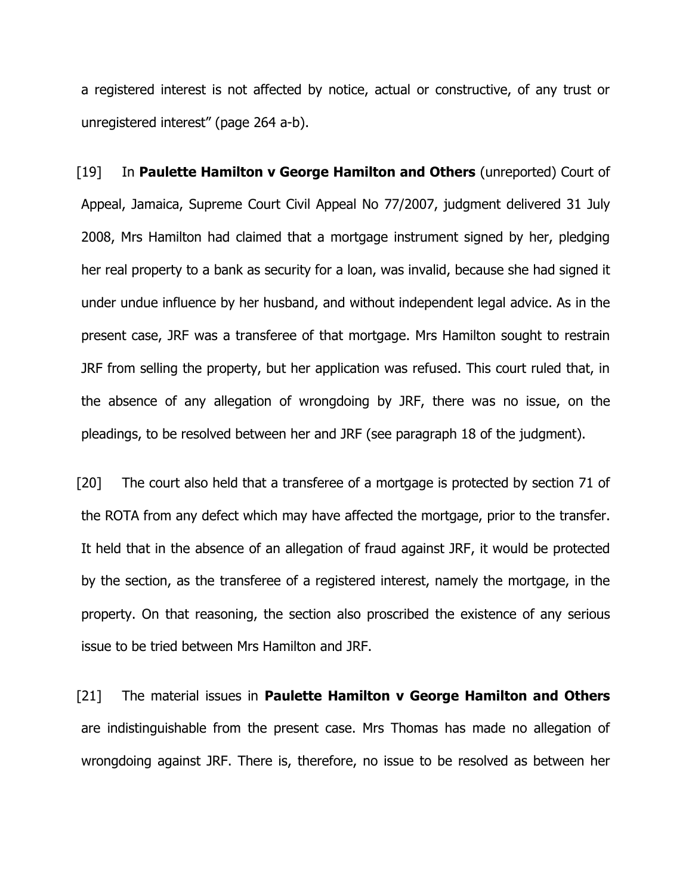a registered interest is not affected by notice, actual or constructive, of any trust or unregistered interest" (page 264 a-b).

[19] In **Paulette Hamilton v George Hamilton and Others** (unreported) Court of Appeal, Jamaica, Supreme Court Civil Appeal No 77/2007, judgment delivered 31 July 2008, Mrs Hamilton had claimed that a mortgage instrument signed by her, pledging her real property to a bank as security for a loan, was invalid, because she had signed it under undue influence by her husband, and without independent legal advice. As in the present case, JRF was a transferee of that mortgage. Mrs Hamilton sought to restrain JRF from selling the property, but her application was refused. This court ruled that, in the absence of any allegation of wrongdoing by JRF, there was no issue, on the pleadings, to be resolved between her and JRF (see paragraph 18 of the judgment).

[20] The court also held that a transferee of a mortgage is protected by section 71 of the ROTA from any defect which may have affected the mortgage, prior to the transfer. It held that in the absence of an allegation of fraud against JRF, it would be protected by the section, as the transferee of a registered interest, namely the mortgage, in the property. On that reasoning, the section also proscribed the existence of any serious issue to be tried between Mrs Hamilton and JRF.

[21] The material issues in **Paulette Hamilton v George Hamilton and Others** are indistinguishable from the present case. Mrs Thomas has made no allegation of wrongdoing against JRF. There is, therefore, no issue to be resolved as between her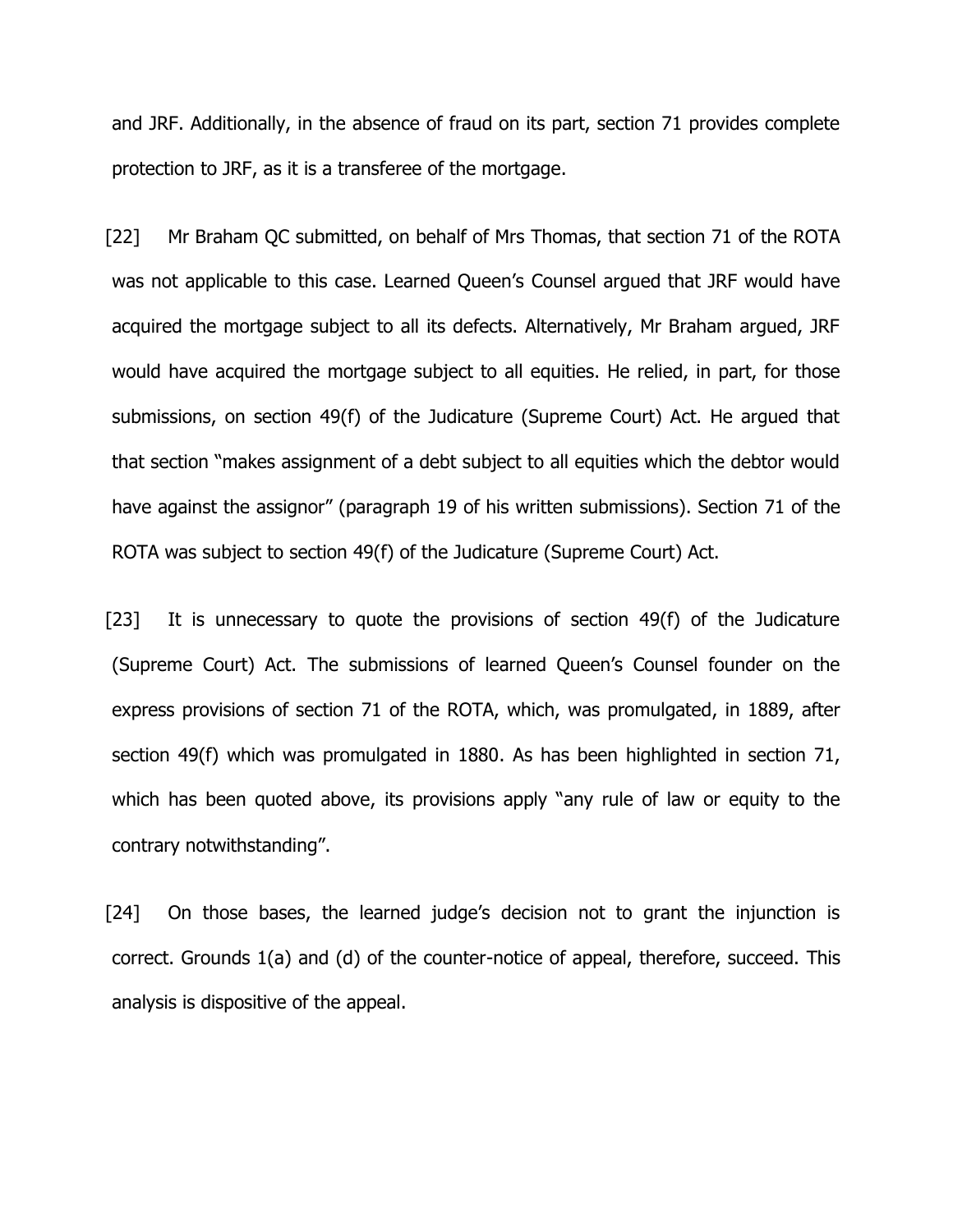and JRF. Additionally, in the absence of fraud on its part, section 71 provides complete protection to JRF, as it is a transferee of the mortgage.

[22] Mr Braham QC submitted, on behalf of Mrs Thomas, that section 71 of the ROTA was not applicable to this case. Learned Queen's Counsel argued that JRF would have acquired the mortgage subject to all its defects. Alternatively, Mr Braham argued, JRF would have acquired the mortgage subject to all equities. He relied, in part, for those submissions, on section 49(f) of the Judicature (Supreme Court) Act. He argued that that section "makes assignment of a debt subject to all equities which the debtor would have against the assignor" (paragraph 19 of his written submissions). Section 71 of the ROTA was subject to section 49(f) of the Judicature (Supreme Court) Act.

[23] It is unnecessary to quote the provisions of section 49(f) of the Judicature (Supreme Court) Act. The submissions of learned Queen's Counsel founder on the express provisions of section 71 of the ROTA, which, was promulgated, in 1889, after section 49(f) which was promulgated in 1880. As has been highlighted in section 71, which has been quoted above, its provisions apply "any rule of law or equity to the contrary notwithstanding".

[24] On those bases, the learned judge's decision not to grant the injunction is correct. Grounds 1(a) and (d) of the counter-notice of appeal, therefore, succeed. This analysis is dispositive of the appeal.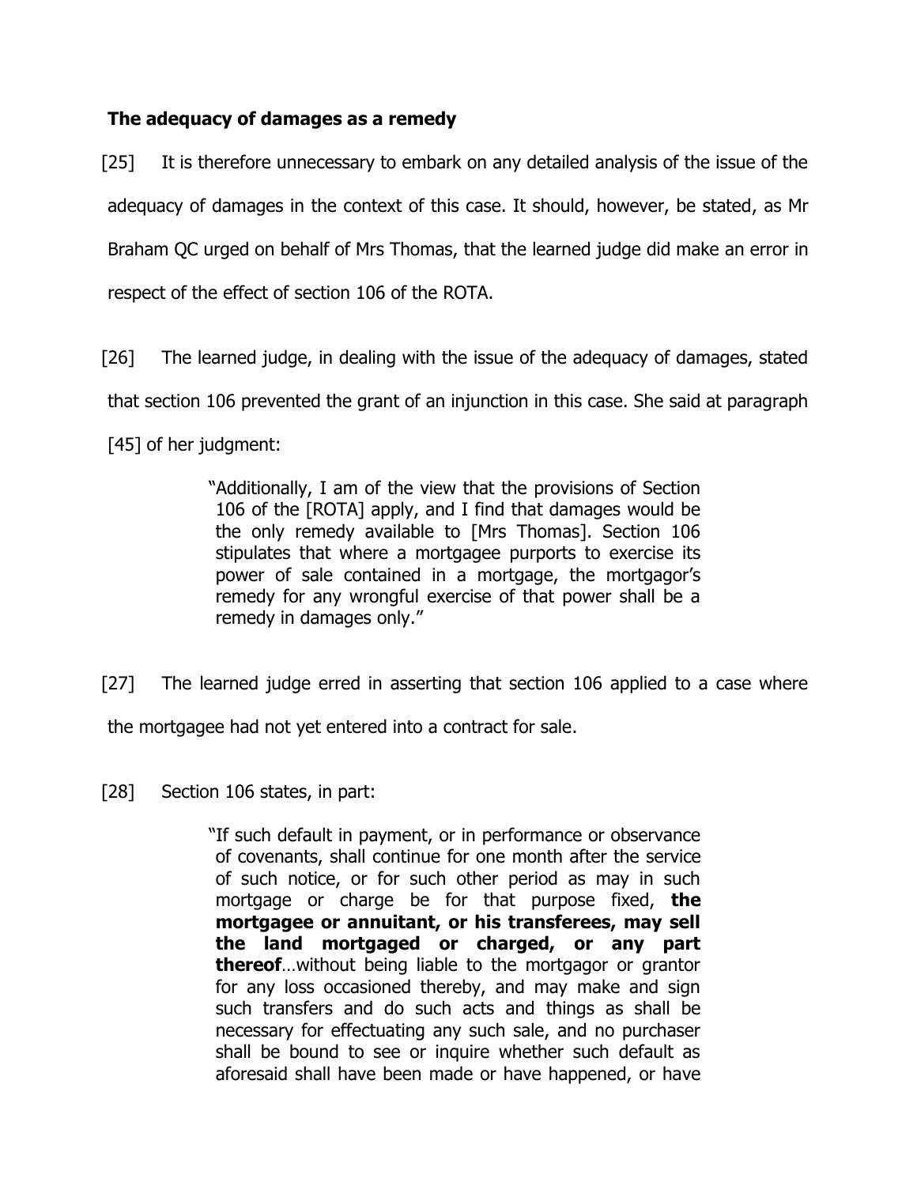**The adequacy of damages as a remedy**

[25] It is therefore unnecessary to embark on any detailed analysis of the issue of the adequacy of damages in the context of this case. It should, however, be stated, as Mr Braham QC urged on behalf of Mrs Thomas, that the learned judge did make an error in respect of the effect of section 106 of the ROTA.

[26] The learned judge, in dealing with the issue of the adequacy of damages, stated that section 106 prevented the grant of an injunction in this case. She said at paragraph [45] of her judgment:

> "Additionally, I am of the view that the provisions of Section 106 of the [ROTA] apply, and I find that damages would be the only remedy available to [Mrs Thomas]. Section 106 stipulates that where a mortgagee purports to exercise its power of sale contained in a mortgage, the mortgagor's remedy for any wrongful exercise of that power shall be a remedy in damages only."

[27] The learned judge erred in asserting that section 106 applied to a case where the mortgagee had not yet entered into a contract for sale.

[28] Section 106 states, in part:

> "If such default in payment, or in performance or observance of covenants, shall continue for one month after the service of such notice, or for such other period as may in such mortgage or charge be for that purpose fixed, **the mortgagee or annuitant, or his transferees, may sell the land mortgaged or charged, or any part thereof**…without being liable to the mortgagor or grantor for any loss occasioned thereby, and may make and sign such transfers and do such acts and things as shall be necessary for effectuating any such sale, and no purchaser shall be bound to see or inquire whether such default as aforesaid shall have been made or have happened, or have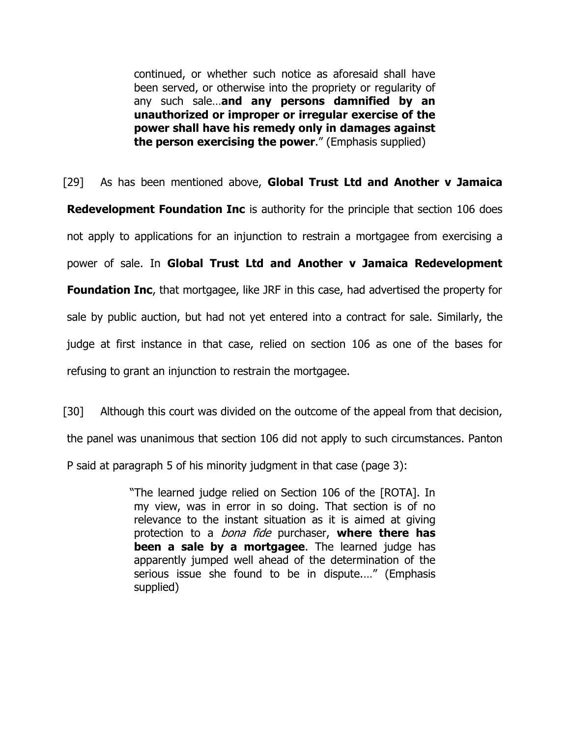> continued, or whether such notice as aforesaid shall have been served, or otherwise into the propriety or regularity of any such sale…**and any persons damnified by an unauthorized or improper or irregular exercise of the power shall have his remedy only in damages against the person exercising the power**." (Emphasis supplied)

[29] As has been mentioned above, **Global Trust Ltd and Another v Jamaica Redevelopment Foundation Inc** is authority for the principle that section 106 does not apply to applications for an injunction to restrain a mortgagee from exercising a power of sale. In **Global Trust Ltd and Another v Jamaica Redevelopment Foundation Inc**, that mortgagee, like JRF in this case, had advertised the property for sale by public auction, but had not yet entered into a contract for sale. Similarly, the judge at first instance in that case, relied on section 106 as one of the bases for refusing to grant an injunction to restrain the mortgagee.

[30] Although this court was divided on the outcome of the appeal from that decision, the panel was unanimous that section 106 did not apply to such circumstances. Panton P said at paragraph 5 of his minority judgment in that case (page 3):

> "The learned judge relied on Section 106 of the [ROTA]. In my view, was in error in so doing. That section is of no relevance to the instant situation as it is aimed at giving protection to a *bona fide* purchaser, **where there has been a sale by a mortgagee**. The learned judge has apparently jumped well ahead of the determination of the serious issue she found to be in dispute.…" (Emphasis supplied)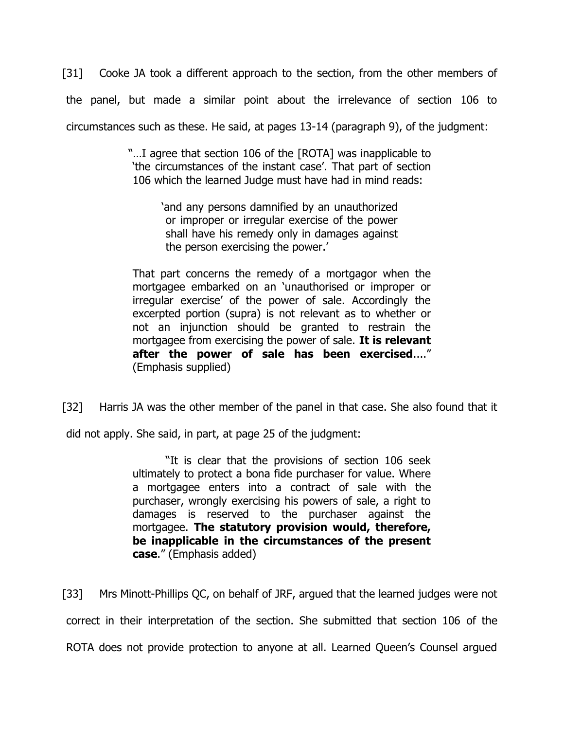[31] Cooke JA took a different approach to the section, from the other members of the panel, but made a similar point about the irrelevance of section 106 to circumstances such as these. He said, at pages 13-14 (paragraph 9), of the judgment:

> "…I agree that section 106 of the [ROTA] was inapplicable to 'the circumstances of the instant case'. That part of section 106 which the learned Judge must have had in mind reads:
>
> > 'and any persons damnified by an unauthorized or improper or irregular exercise of the power shall have his remedy only in damages against the person exercising the power.'
>
> That part concerns the remedy of a mortgagor when the mortgagee embarked on an 'unauthorised or improper or irregular exercise' of the power of sale. Accordingly the excerpted portion (supra) is not relevant as to whether or not an injunction should be granted to restrain the mortgagee from exercising the power of sale. **It is relevant after the power of sale has been exercised**…." (Emphasis supplied)

[32] Harris JA was the other member of the panel in that case. She also found that it did not apply. She said, in part, at page 25 of the judgment:

> "It is clear that the provisions of section 106 seek ultimately to protect a bona fide purchaser for value. Where a mortgagee enters into a contract of sale with the purchaser, wrongly exercising his powers of sale, a right to damages is reserved to the purchaser against the mortgagee. **The statutory provision would, therefore, be inapplicable in the circumstances of the present case**." (Emphasis added)

[33] Mrs Minott-Phillips QC, on behalf of JRF, argued that the learned judges were not correct in their interpretation of the section. She submitted that section 106 of the ROTA does not provide protection to anyone at all. Learned Queen's Counsel argued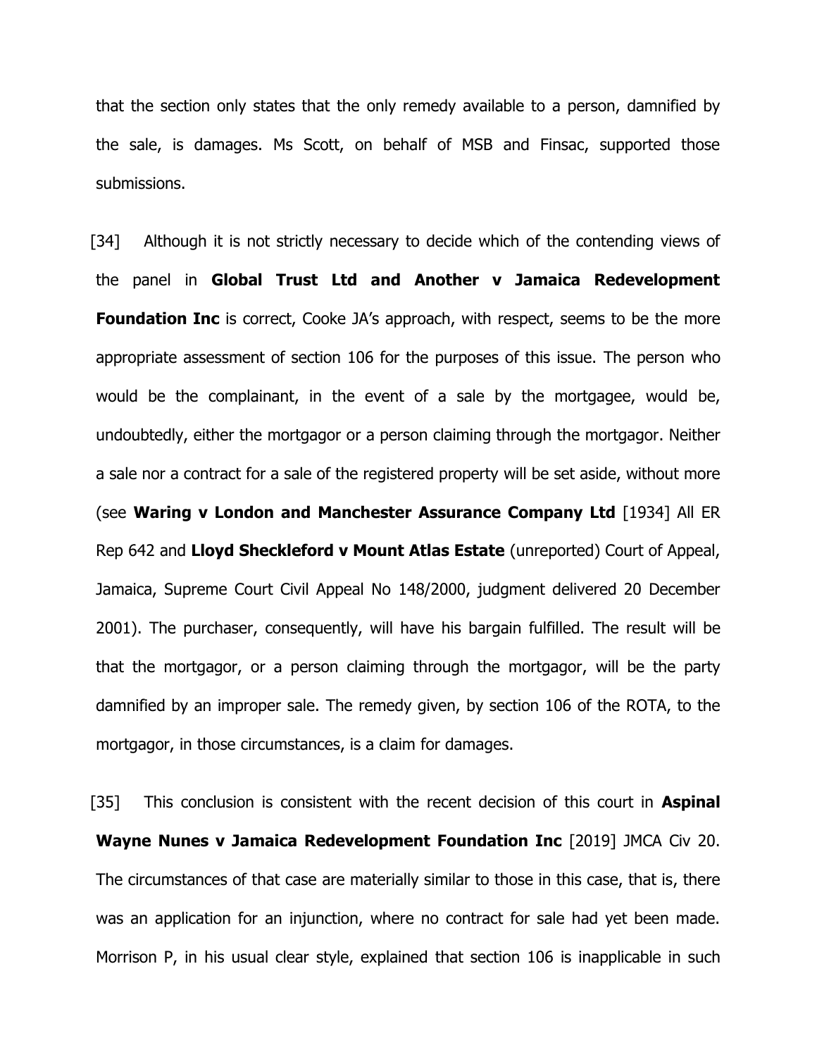that the section only states that the only remedy available to a person, damnified by the sale, is damages. Ms Scott, on behalf of MSB and Finsac, supported those submissions.

[34] Although it is not strictly necessary to decide which of the contending views of the panel in **Global Trust Ltd and Another v Jamaica Redevelopment Foundation Inc** is correct, Cooke JA's approach, with respect, seems to be the more appropriate assessment of section 106 for the purposes of this issue. The person who would be the complainant, in the event of a sale by the mortgagee, would be, undoubtedly, either the mortgagor or a person claiming through the mortgagor. Neither a sale nor a contract for a sale of the registered property will be set aside, without more (see **Waring v London and Manchester Assurance Company Ltd** [1934] All ER Rep 642 and **Lloyd Sheckleford v Mount Atlas Estate** (unreported) Court of Appeal, Jamaica, Supreme Court Civil Appeal No 148/2000, judgment delivered 20 December 2001). The purchaser, consequently, will have his bargain fulfilled. The result will be that the mortgagor, or a person claiming through the mortgagor, will be the party damnified by an improper sale. The remedy given, by section 106 of the ROTA, to the mortgagor, in those circumstances, is a claim for damages.

[35] This conclusion is consistent with the recent decision of this court in **Aspinal Wayne Nunes v Jamaica Redevelopment Foundation Inc** [2019] JMCA Civ 20. The circumstances of that case are materially similar to those in this case, that is, there was an application for an injunction, where no contract for sale had yet been made. Morrison P, in his usual clear style, explained that section 106 is inapplicable in such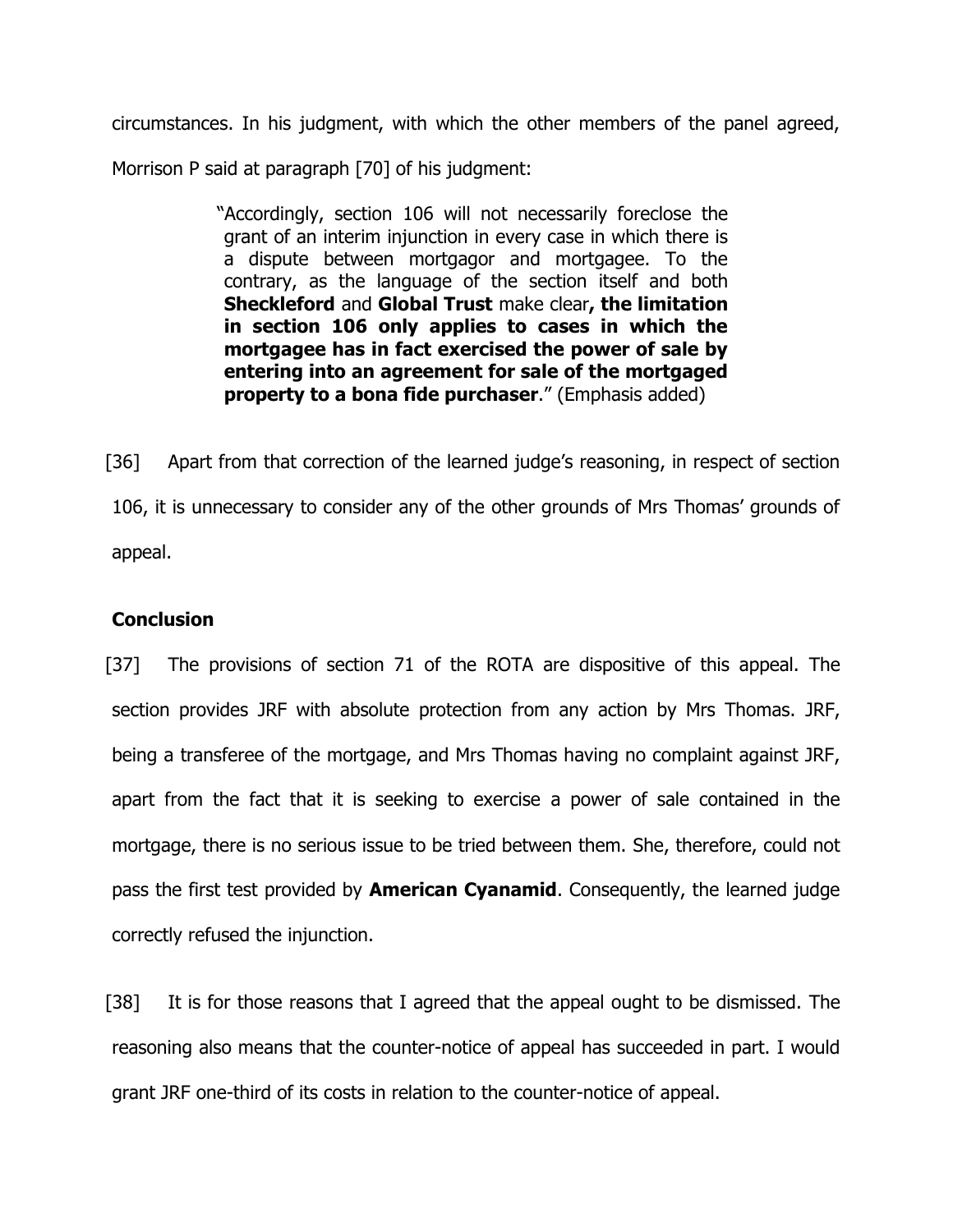circumstances. In his judgment, with which the other members of the panel agreed, Morrison P said at paragraph [70] of his judgment:

> "Accordingly, section 106 will not necessarily foreclose the grant of an interim injunction in every case in which there is a dispute between mortgagor and mortgagee. To the contrary, as the language of the section itself and both **Sheckleford** and **Global Trust** make clear**, the limitation in section 106 only applies to cases in which the mortgagee has in fact exercised the power of sale by entering into an agreement for sale of the mortgaged property to a bona fide purchaser**." (Emphasis added)

[36] Apart from that correction of the learned judge's reasoning, in respect of section 106, it is unnecessary to consider any of the other grounds of Mrs Thomas' grounds of appeal.

**Conclusion**

[37] The provisions of section 71 of the ROTA are dispositive of this appeal. The section provides JRF with absolute protection from any action by Mrs Thomas. JRF, being a transferee of the mortgage, and Mrs Thomas having no complaint against JRF, apart from the fact that it is seeking to exercise a power of sale contained in the mortgage, there is no serious issue to be tried between them. She, therefore, could not pass the first test provided by **American Cyanamid**. Consequently, the learned judge correctly refused the injunction.

[38] It is for those reasons that I agreed that the appeal ought to be dismissed. The reasoning also means that the counter-notice of appeal has succeeded in part. I would grant JRF one-third of its costs in relation to the counter-notice of appeal.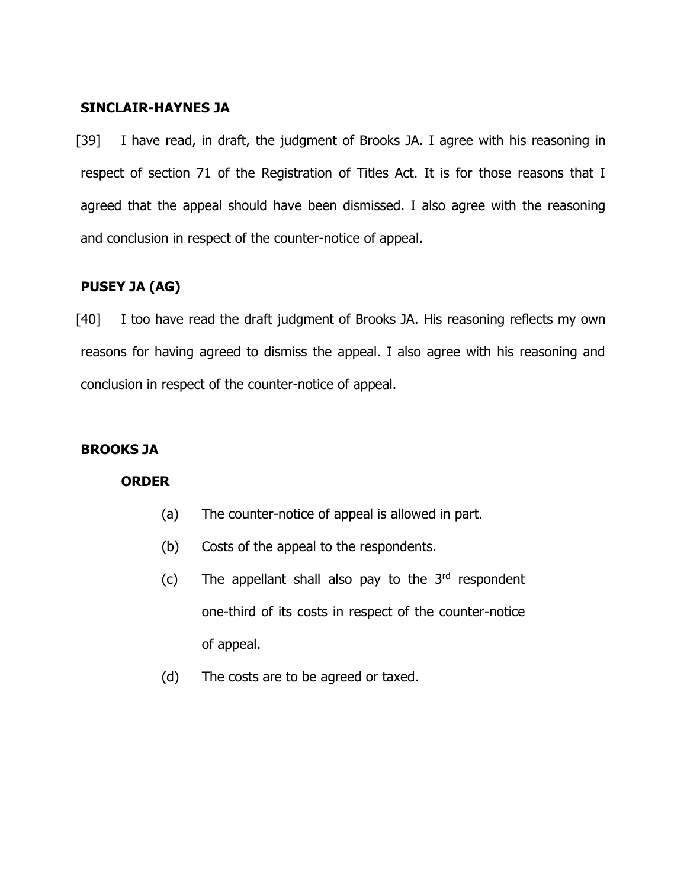**SINCLAIR-HAYNES JA**

[39] I have read, in draft, the judgment of Brooks JA. I agree with his reasoning in respect of section 71 of the Registration of Titles Act. It is for those reasons that I agreed that the appeal should have been dismissed. I also agree with the reasoning and conclusion in respect of the counter-notice of appeal.

**PUSEY JA (AG)**

[40] I too have read the draft judgment of Brooks JA. His reasoning reflects my own reasons for having agreed to dismiss the appeal. I also agree with his reasoning and conclusion in respect of the counter-notice of appeal.

**BROOKS JA**

**ORDER**

(a) The counter-notice of appeal is allowed in part.

(b) Costs of the appeal to the respondents.

(c) The appellant shall also pay to the 3rd respondent one-third of its costs in respect of the counter-notice of appeal.

(d) The costs are to be agreed or taxed.